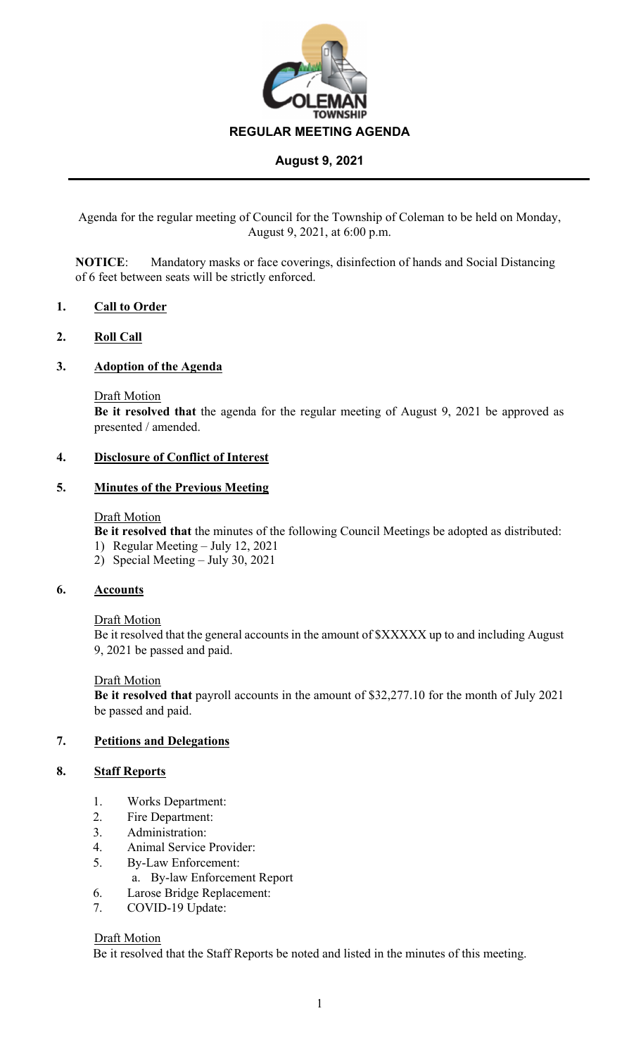# REGULAR MEETING AGENDA

## August 9, 2021

Agenda for the regular meeting of Council for the Township of Coleman to be held on Monday, August 9, 2021, at 6:00 p.m.

**NOTICE**: Mandatory masks or face coverings, disinfection of hands and Social Distancing of 6 feet between seats will be strictly enforced.

### 1. Call to Order

### 2. Roll Call

### 3. Adoption of the Agenda

Draft Motion
**Be it resolved that** the agenda for the regular meeting of August 9, 2021 be approved as presented / amended.

### 4. Disclosure of Conflict of Interest

### 5. Minutes of the Previous Meeting

Draft Motion
**Be it resolved that** the minutes of the following Council Meetings be adopted as distributed:
1) Regular Meeting – July 12, 2021
2) Special Meeting – July 30, 2021

### 6. Accounts

Draft Motion
Be it resolved that the general accounts in the amount of $XXXXX up to and including August 9, 2021 be passed and paid.

Draft Motion
**Be it resolved that** payroll accounts in the amount of $32,277.10 for the month of July 2021 be passed and paid.

### 7. Petitions and Delegations

### 8. Staff Reports

1. Works Department:
2. Fire Department:
3. Administration:
4. Animal Service Provider:
5. By-Law Enforcement:
    a. By-law Enforcement Report
6. Larose Bridge Replacement:
7. COVID-19 Update:

Draft Motion
Be it resolved that the Staff Reports be noted and listed in the minutes of this meeting.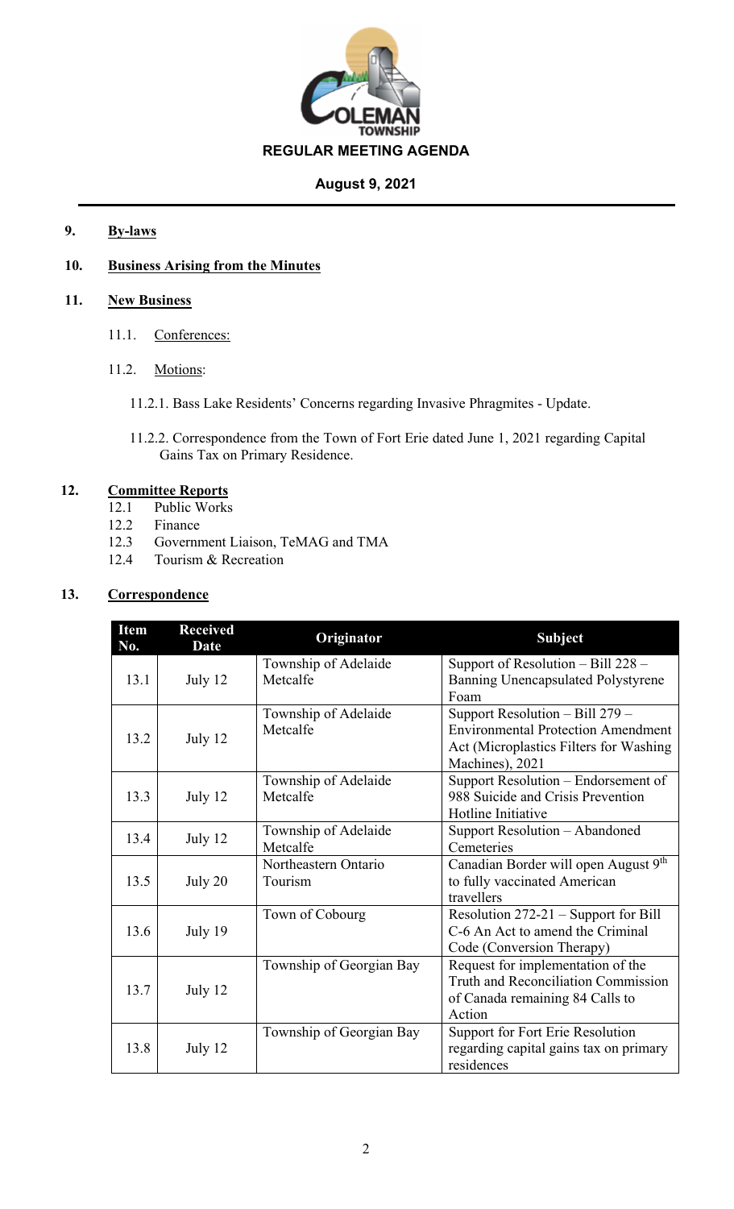**REGULAR MEETING AGENDA**

**August 9, 2021**

**9. By-laws**

**10. Business Arising from the Minutes**

**11. New Business**

11.1. Conferences:

11.2. Motions:

11.2.1. Bass Lake Residents' Concerns regarding Invasive Phragmites - Update.

11.2.2. Correspondence from the Town of Fort Erie dated June 1, 2021 regarding Capital Gains Tax on Primary Residence.

**12. Committee Reports**

12.1 Public Works
12.2 Finance
12.3 Government Liaison, TeMAG and TMA
12.4 Tourism & Recreation

**13. Correspondence**

| Item No. | Received Date | Originator | Subject |
|---|---|---|---|
| 13.1 | July 12 | Township of Adelaide Metcalfe | Support of Resolution – Bill 228 – Banning Unencapsulated Polystyrene Foam |
| 13.2 | July 12 | Township of Adelaide Metcalfe | Support Resolution – Bill 279 – Environmental Protection Amendment Act (Microplastics Filters for Washing Machines), 2021 |
| 13.3 | July 12 | Township of Adelaide Metcalfe | Support Resolution – Endorsement of 988 Suicide and Crisis Prevention Hotline Initiative |
| 13.4 | July 12 | Township of Adelaide Metcalfe | Support Resolution – Abandoned Cemeteries |
| 13.5 | July 20 | Northeastern Ontario Tourism | Canadian Border will open August 9th to fully vaccinated American travellers |
| 13.6 | July 19 | Town of Cobourg | Resolution 272-21 – Support for Bill C-6 An Act to amend the Criminal Code (Conversion Therapy) |
| 13.7 | July 12 | Township of Georgian Bay | Request for implementation of the Truth and Reconciliation Commission of Canada remaining 84 Calls to Action |
| 13.8 | July 12 | Township of Georgian Bay | Support for Fort Erie Resolution regarding capital gains tax on primary residences |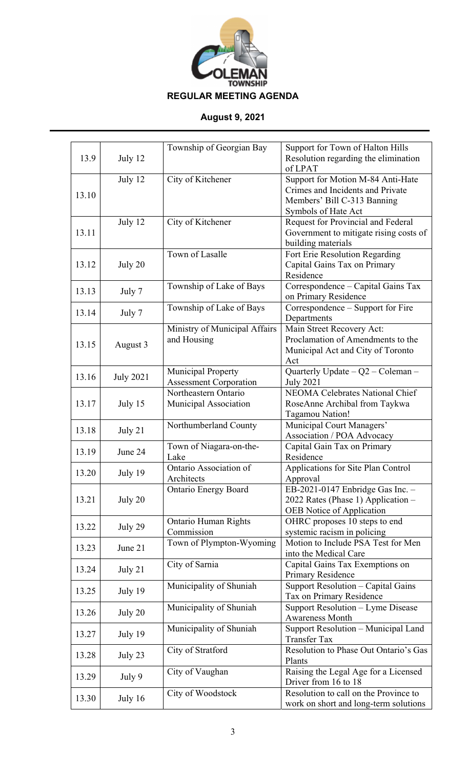# REGULAR MEETING AGENDA

**August 9, 2021**

| | | | |
|---|---|---|---|
| 13.9 | July 12 | Township of Georgian Bay | Support for Town of Halton Hills Resolution regarding the elimination of LPAT |
| 13.10 | July 12 | City of Kitchener | Support for Motion M-84 Anti-Hate Crimes and Incidents and Private Members' Bill C-313 Banning Symbols of Hate Act |
| 13.11 | July 12 | City of Kitchener | Request for Provincial and Federal Government to mitigate rising costs of building materials |
| 13.12 | July 20 | Town of Lasalle | Fort Erie Resolution Regarding Capital Gains Tax on Primary Residence |
| 13.13 | July 7 | Township of Lake of Bays | Correspondence – Capital Gains Tax on Primary Residence |
| 13.14 | July 7 | Township of Lake of Bays | Correspondence – Support for Fire Departments |
| 13.15 | August 3 | Ministry of Municipal Affairs and Housing | Main Street Recovery Act: Proclamation of Amendments to the Municipal Act and City of Toronto Act |
| 13.16 | July 2021 | Municipal Property Assessment Corporation | Quarterly Update – Q2 – Coleman – July 2021 |
| 13.17 | July 15 | Northeastern Ontario Municipal Association | NEOMA Celebrates National Chief RoseAnne Archibal from Taykwa Tagamou Nation! |
| 13.18 | July 21 | Northumberland County | Municipal Court Managers' Association / POA Advocacy |
| 13.19 | June 24 | Town of Niagara-on-the-Lake | Capital Gain Tax on Primary Residence |
| 13.20 | July 19 | Ontario Association of Architects | Applications for Site Plan Control Approval |
| 13.21 | July 20 | Ontario Energy Board | EB-2021-0147 Enbridge Gas Inc. – 2022 Rates (Phase 1) Application – OEB Notice of Application |
| 13.22 | July 29 | Ontario Human Rights Commission | OHRC proposes 10 steps to end systemic racism in policing |
| 13.23 | June 21 | Town of Plympton-Wyoming | Motion to Include PSA Test for Men into the Medical Care |
| 13.24 | July 21 | City of Sarnia | Capital Gains Tax Exemptions on Primary Residence |
| 13.25 | July 19 | Municipality of Shuniah | Support Resolution – Capital Gains Tax on Primary Residence |
| 13.26 | July 20 | Municipality of Shuniah | Support Resolution – Lyme Disease Awareness Month |
| 13.27 | July 19 | Municipality of Shuniah | Support Resolution – Municipal Land Transfer Tax |
| 13.28 | July 23 | City of Stratford | Resolution to Phase Out Ontario's Gas Plants |
| 13.29 | July 9 | City of Vaughan | Raising the Legal Age for a Licensed Driver from 16 to 18 |
| 13.30 | July 16 | City of Woodstock | Resolution to call on the Province to work on short and long-term solutions |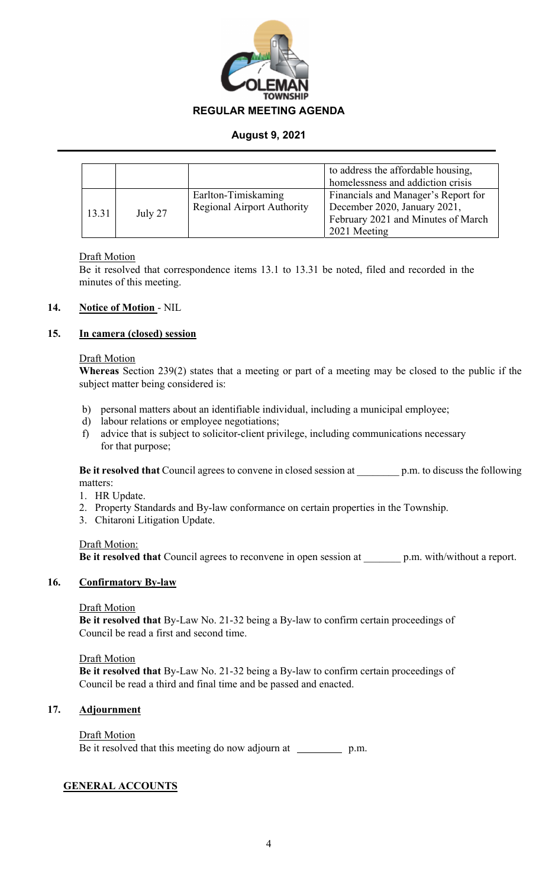| | | | |
|---|---|---|---|
| | | | to address the affordable housing, homelessness and addiction crisis |
| 13.31 | July 27 | Earlton-Timiskaming Regional Airport Authority | Financials and Manager's Report for December 2020, January 2021, February 2021 and Minutes of March 2021 Meeting |

Draft Motion
Be it resolved that correspondence items 13.1 to 13.31 be noted, filed and recorded in the minutes of this meeting.

## 14. Notice of Motion - NIL

## 15. In camera (closed) session

Draft Motion
**Whereas** Section 239(2) states that a meeting or part of a meeting may be closed to the public if the subject matter being considered is:

b) personal matters about an identifiable individual, including a municipal employee;
d) labour relations or employee negotiations;
f) advice that is subject to solicitor-client privilege, including communications necessary for that purpose;

**Be it resolved that** Council agrees to convene in closed session at ________ p.m. to discuss the following matters:

1. HR Update.
2. Property Standards and By-law conformance on certain properties in the Township.
3. Chitaroni Litigation Update.

Draft Motion:
**Be it resolved that** Council agrees to reconvene in open session at _______ p.m. with/without a report.

## 16. Confirmatory By-law

Draft Motion
**Be it resolved that** By-Law No. 21-32 being a By-law to confirm certain proceedings of Council be read a first and second time.

Draft Motion
**Be it resolved that** By-Law No. 21-32 being a By-law to confirm certain proceedings of Council be read a third and final time and be passed and enacted.

## 17. Adjournment

Draft Motion
Be it resolved that this meeting do now adjourn at ________ p.m.

## GENERAL ACCOUNTS